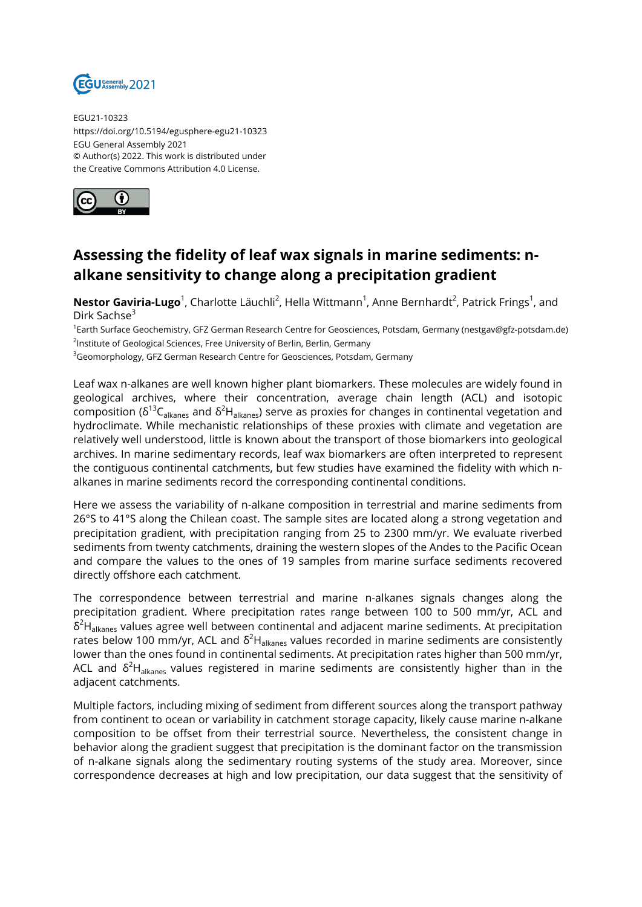EGU21-10323
https://doi.org/10.5194/egusphere-egu21-10323
EGU General Assembly 2021
© Author(s) 2022. This work is distributed under
the Creative Commons Attribution 4.0 License.

# Assessing the fidelity of leaf wax signals in marine sediments: n-alkane sensitivity to change along a precipitation gradient

**Nestor Gaviria-Lugo**[1], Charlotte Läuchli[2], Hella Wittmann[1], Anne Bernhardt[2], Patrick Frings[1], and Dirk Sachse[3]

[1]Earth Surface Geochemistry, GFZ German Research Centre for Geosciences, Potsdam, Germany (nestgav@gfz-potsdam.de)
[2]Institute of Geological Sciences, Free University of Berlin, Berlin, Germany
[3]Geomorphology, GFZ German Research Centre for Geosciences, Potsdam, Germany

Leaf wax n-alkanes are well known higher plant biomarkers. These molecules are widely found in geological archives, where their concentration, average chain length (ACL) and isotopic composition ($\delta^{13}C_{alkanes}$ and $\delta^{2}H_{alkanes}$) serve as proxies for changes in continental vegetation and hydroclimate. While mechanistic relationships of these proxies with climate and vegetation are relatively well understood, little is known about the transport of those biomarkers into geological archives. In marine sedimentary records, leaf wax biomarkers are often interpreted to represent the contiguous continental catchments, but few studies have examined the fidelity with which n-alkanes in marine sediments record the corresponding continental conditions.

Here we assess the variability of n-alkane composition in terrestrial and marine sediments from 26°S to 41°S along the Chilean coast. The sample sites are located along a strong vegetation and precipitation gradient, with precipitation ranging from 25 to 2300 mm/yr. We evaluate riverbed sediments from twenty catchments, draining the western slopes of the Andes to the Pacific Ocean and compare the values to the ones of 19 samples from marine surface sediments recovered directly offshore each catchment.

The correspondence between terrestrial and marine n-alkanes signals changes along the precipitation gradient. Where precipitation rates range between 100 to 500 mm/yr, ACL and $\delta^{2}H_{alkanes}$ values agree well between continental and adjacent marine sediments. At precipitation rates below 100 mm/yr, ACL and $\delta^{2}H_{alkanes}$ values recorded in marine sediments are consistently lower than the ones found in continental sediments. At precipitation rates higher than 500 mm/yr, ACL and $\delta^{2}H_{alkanes}$ values registered in marine sediments are consistently higher than in the adjacent catchments.

Multiple factors, including mixing of sediment from different sources along the transport pathway from continent to ocean or variability in catchment storage capacity, likely cause marine n-alkane composition to be offset from their terrestrial source. Nevertheless, the consistent change in behavior along the gradient suggest that precipitation is the dominant factor on the transmission of n-alkane signals along the sedimentary routing systems of the study area. Moreover, since correspondence decreases at high and low precipitation, our data suggest that the sensitivity of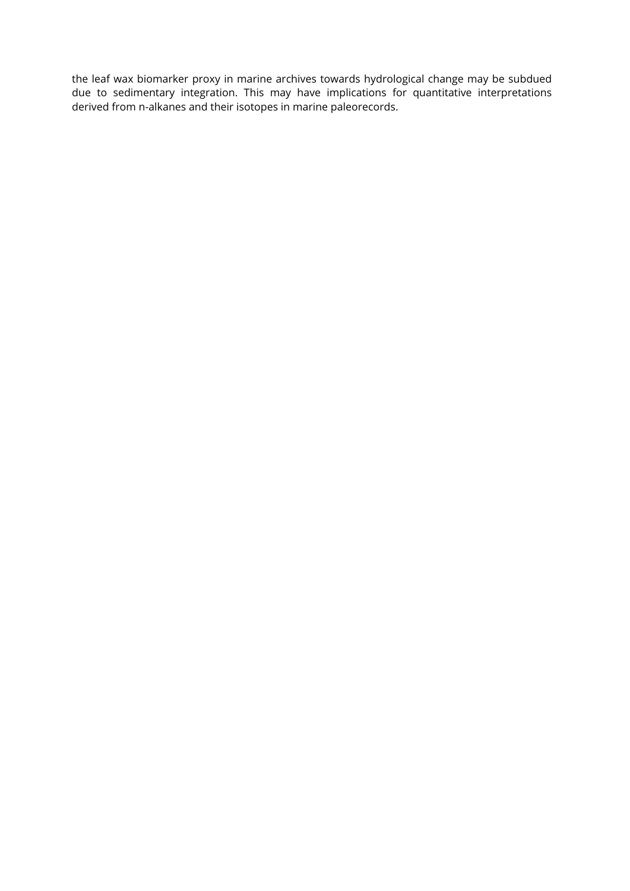the leaf wax biomarker proxy in marine archives towards hydrological change may be subdued due to sedimentary integration. This may have implications for quantitative interpretations derived from n-alkanes and their isotopes in marine paleorecords.